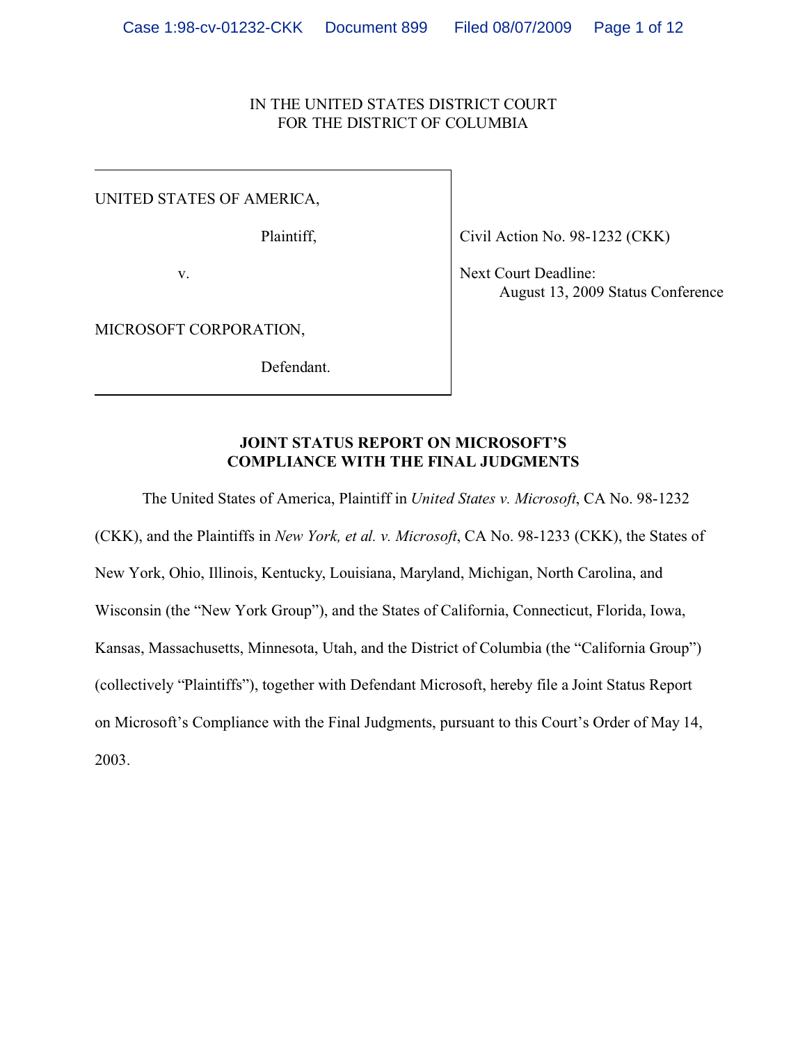IN THE UNITED STATES DISTRICT COURT
FOR THE DISTRICT OF COLUMBIA

| | |
|---|---|
| UNITED STATES OF AMERICA,<br><br>Plaintiff,<br><br>v.<br><br>MICROSOFT CORPORATION,<br><br>Defendant. | Civil Action No. 98-1232 (CKK)<br><br>Next Court Deadline:<br>August 13, 2009 Status Conference |

**JOINT STATUS REPORT ON MICROSOFT'S COMPLIANCE WITH THE FINAL JUDGMENTS**

The United States of America, Plaintiff in *United States v. Microsoft*, CA No. 98-1232 (CKK), and the Plaintiffs in *New York, et al. v. Microsoft*, CA No. 98-1233 (CKK), the States of New York, Ohio, Illinois, Kentucky, Louisiana, Maryland, Michigan, North Carolina, and Wisconsin (the "New York Group"), and the States of California, Connecticut, Florida, Iowa, Kansas, Massachusetts, Minnesota, Utah, and the District of Columbia (the "California Group") (collectively "Plaintiffs"), together with Defendant Microsoft, hereby file a Joint Status Report on Microsoft's Compliance with the Final Judgments, pursuant to this Court's Order of May 14, 2003.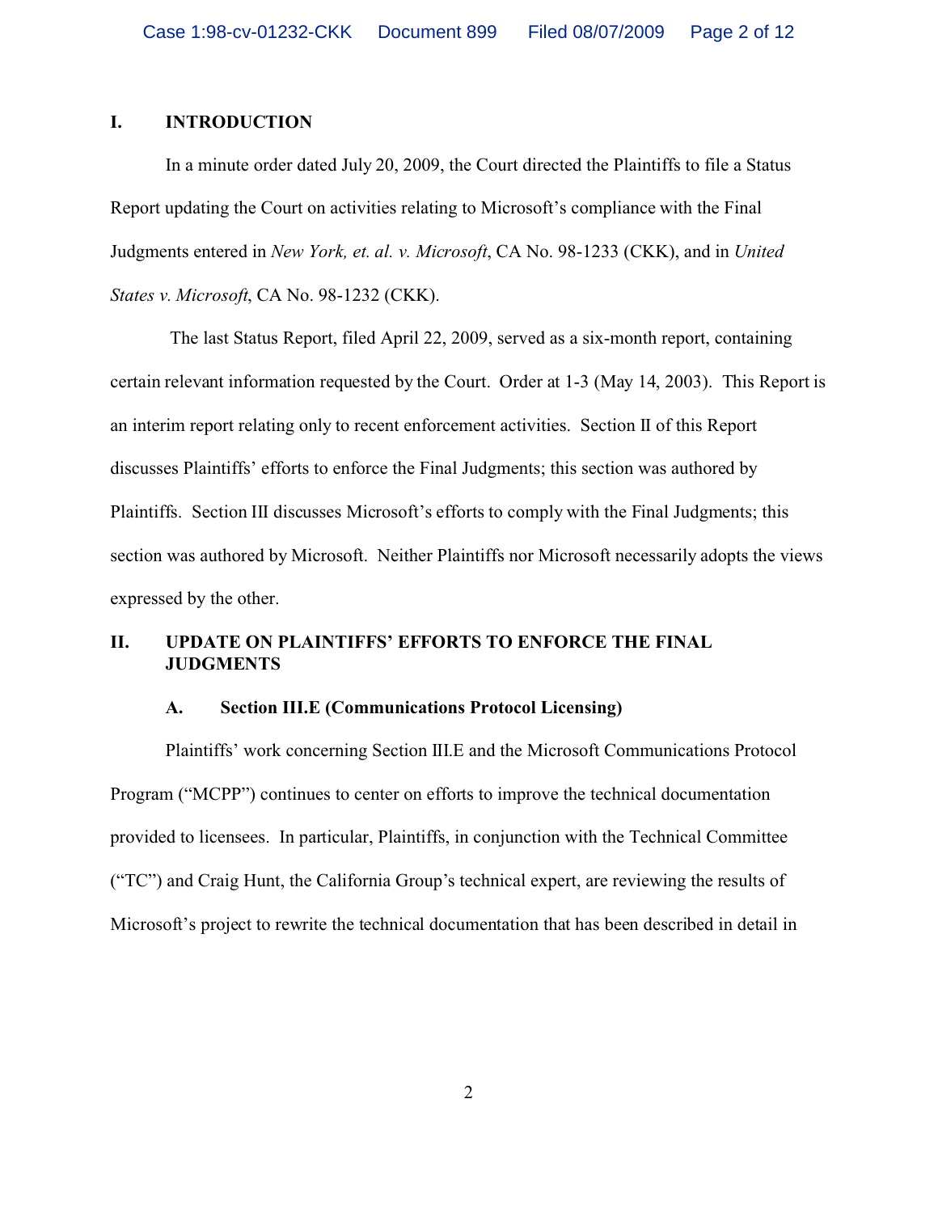## I. INTRODUCTION

In a minute order dated July 20, 2009, the Court directed the Plaintiffs to file a Status Report updating the Court on activities relating to Microsoft's compliance with the Final Judgments entered in *New York, et. al. v. Microsoft*, CA No. 98-1233 (CKK), and in *United States v. Microsoft*, CA No. 98-1232 (CKK).

The last Status Report, filed April 22, 2009, served as a six-month report, containing certain relevant information requested by the Court. Order at 1-3 (May 14, 2003). This Report is an interim report relating only to recent enforcement activities. Section II of this Report discusses Plaintiffs' efforts to enforce the Final Judgments; this section was authored by Plaintiffs. Section III discusses Microsoft's efforts to comply with the Final Judgments; this section was authored by Microsoft. Neither Plaintiffs nor Microsoft necessarily adopts the views expressed by the other.

## II. UPDATE ON PLAINTIFFS' EFFORTS TO ENFORCE THE FINAL JUDGMENTS

### A. Section III.E (Communications Protocol Licensing)

Plaintiffs' work concerning Section III.E and the Microsoft Communications Protocol Program ("MCPP") continues to center on efforts to improve the technical documentation provided to licensees. In particular, Plaintiffs, in conjunction with the Technical Committee ("TC") and Craig Hunt, the California Group's technical expert, are reviewing the results of Microsoft's project to rewrite the technical documentation that has been described in detail in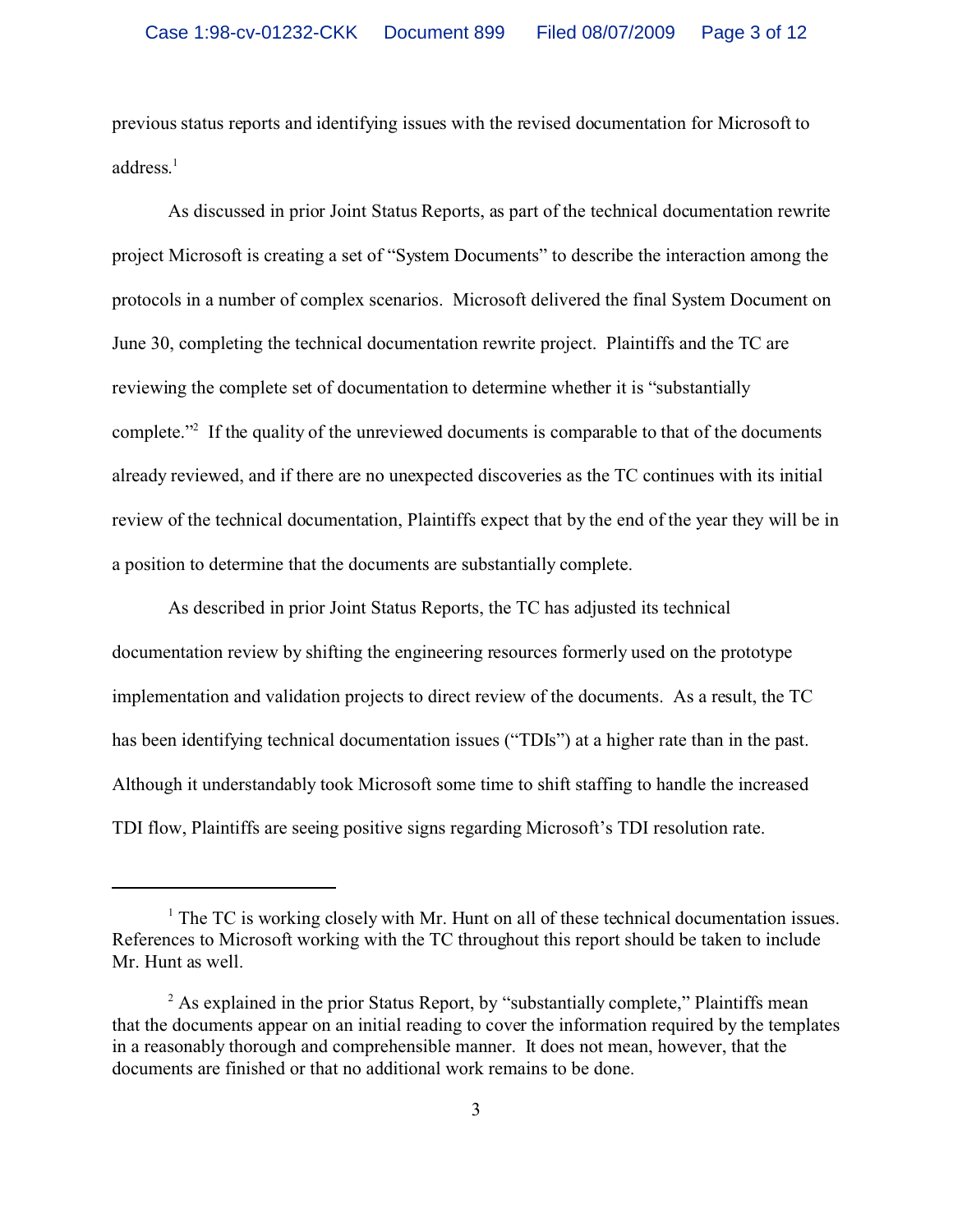previous status reports and identifying issues with the revised documentation for Microsoft to address.[1]

As discussed in prior Joint Status Reports, as part of the technical documentation rewrite project Microsoft is creating a set of "System Documents" to describe the interaction among the protocols in a number of complex scenarios. Microsoft delivered the final System Document on June 30, completing the technical documentation rewrite project. Plaintiffs and the TC are reviewing the complete set of documentation to determine whether it is "substantially complete."[2] If the quality of the unreviewed documents is comparable to that of the documents already reviewed, and if there are no unexpected discoveries as the TC continues with its initial review of the technical documentation, Plaintiffs expect that by the end of the year they will be in a position to determine that the documents are substantially complete.

As described in prior Joint Status Reports, the TC has adjusted its technical documentation review by shifting the engineering resources formerly used on the prototype implementation and validation projects to direct review of the documents. As a result, the TC has been identifying technical documentation issues ("TDIs") at a higher rate than in the past. Although it understandably took Microsoft some time to shift staffing to handle the increased TDI flow, Plaintiffs are seeing positive signs regarding Microsoft's TDI resolution rate.

---

[1] The TC is working closely with Mr. Hunt on all of these technical documentation issues. References to Microsoft working with the TC throughout this report should be taken to include Mr. Hunt as well.

[2] As explained in the prior Status Report, by "substantially complete," Plaintiffs mean that the documents appear on an initial reading to cover the information required by the templates in a reasonably thorough and comprehensible manner. It does not mean, however, that the documents are finished or that no additional work remains to be done.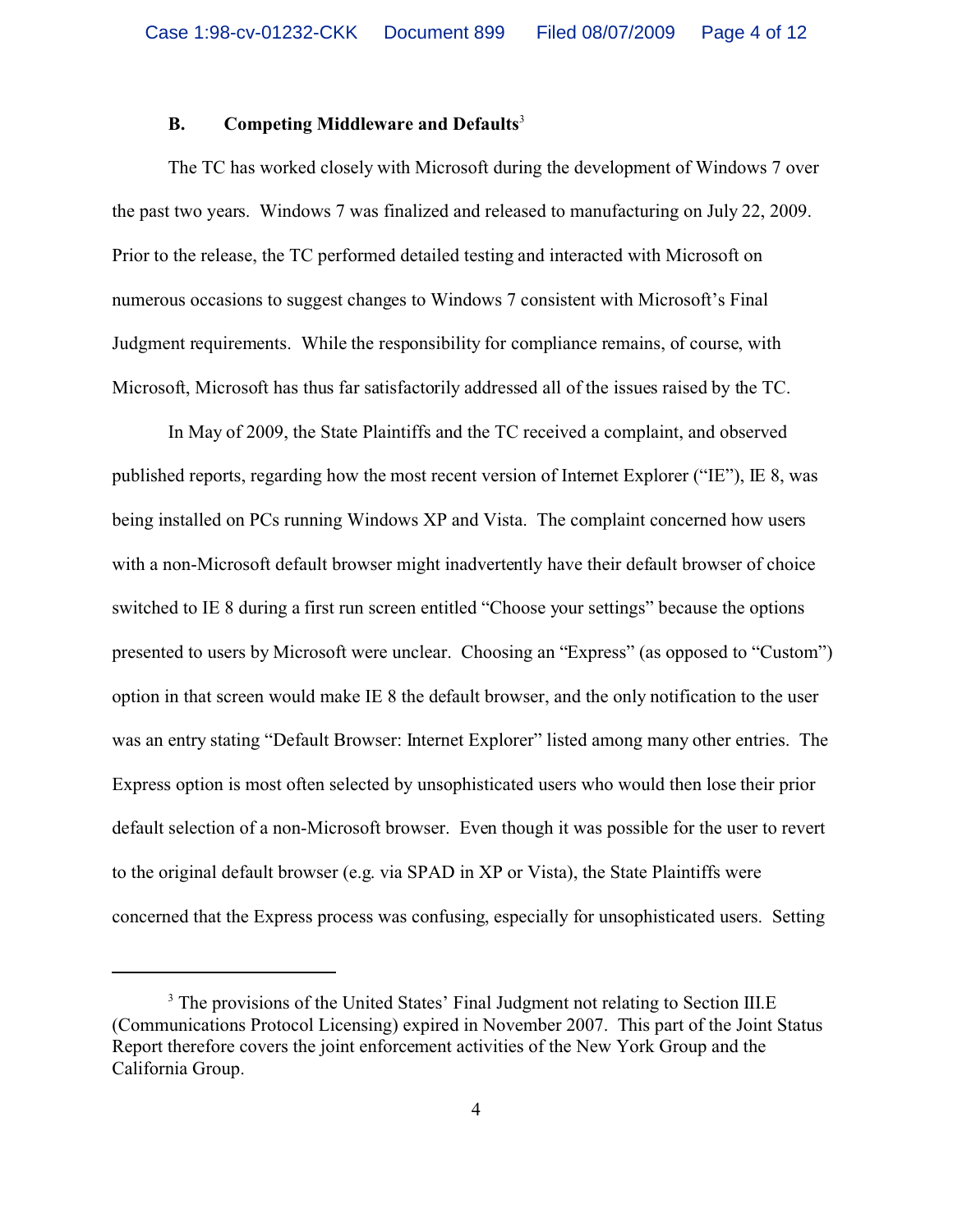### B. Competing Middleware and Defaults[3]

The TC has worked closely with Microsoft during the development of Windows 7 over the past two years. Windows 7 was finalized and released to manufacturing on July 22, 2009. Prior to the release, the TC performed detailed testing and interacted with Microsoft on numerous occasions to suggest changes to Windows 7 consistent with Microsoft's Final Judgment requirements. While the responsibility for compliance remains, of course, with Microsoft, Microsoft has thus far satisfactorily addressed all of the issues raised by the TC.

In May of 2009, the State Plaintiffs and the TC received a complaint, and observed published reports, regarding how the most recent version of Internet Explorer ("IE"), IE 8, was being installed on PCs running Windows XP and Vista. The complaint concerned how users with a non-Microsoft default browser might inadvertently have their default browser of choice switched to IE 8 during a first run screen entitled "Choose your settings" because the options presented to users by Microsoft were unclear. Choosing an "Express" (as opposed to "Custom") option in that screen would make IE 8 the default browser, and the only notification to the user was an entry stating "Default Browser: Internet Explorer" listed among many other entries. The Express option is most often selected by unsophisticated users who would then lose their prior default selection of a non-Microsoft browser. Even though it was possible for the user to revert to the original default browser (e.g. via SPAD in XP or Vista), the State Plaintiffs were concerned that the Express process was confusing, especially for unsophisticated users. Setting

---

[3] The provisions of the United States' Final Judgment not relating to Section III.E (Communications Protocol Licensing) expired in November 2007. This part of the Joint Status Report therefore covers the joint enforcement activities of the New York Group and the California Group.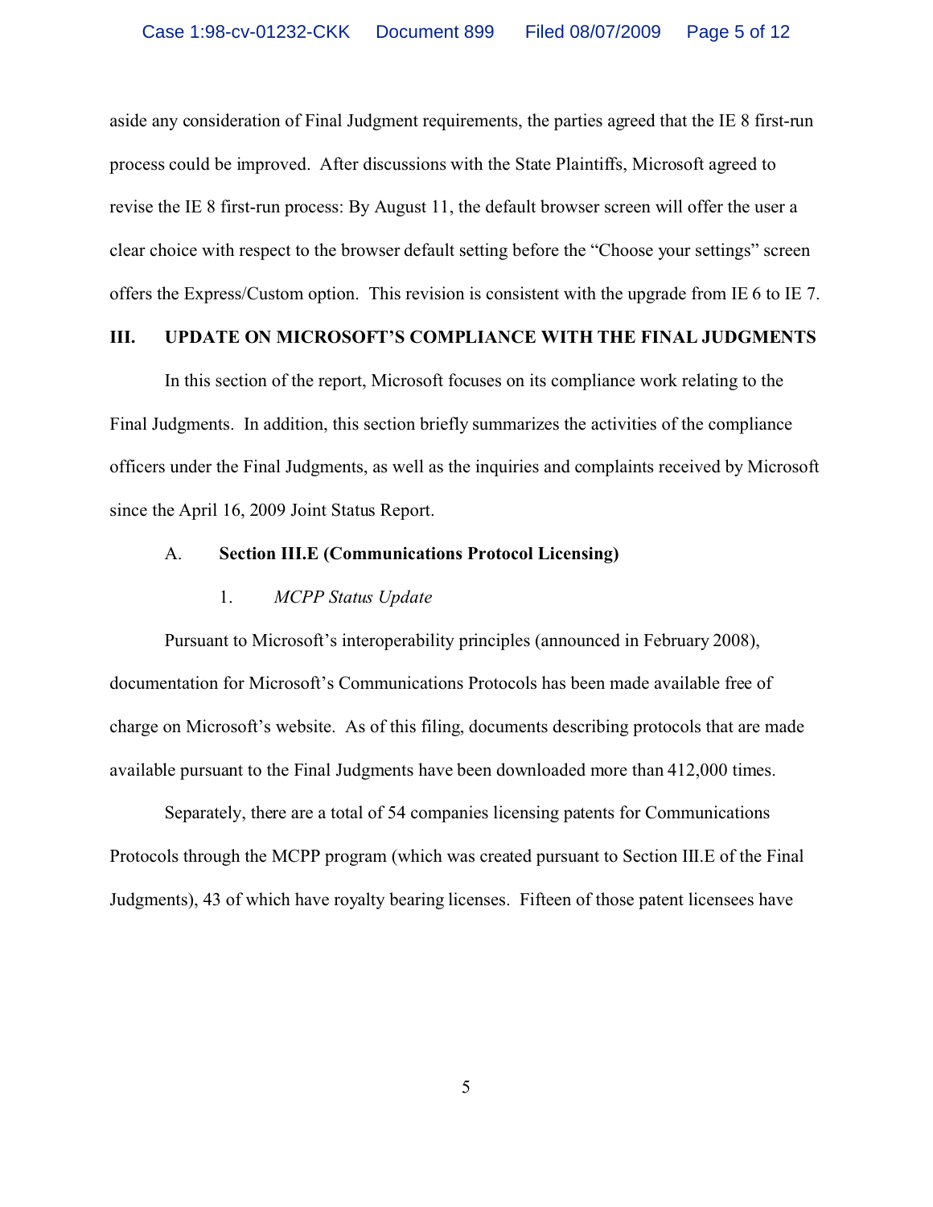aside any consideration of Final Judgment requirements, the parties agreed that the IE 8 first-run process could be improved. After discussions with the State Plaintiffs, Microsoft agreed to revise the IE 8 first-run process: By August 11, the default browser screen will offer the user a clear choice with respect to the browser default setting before the "Choose your settings" screen offers the Express/Custom option. This revision is consistent with the upgrade from IE 6 to IE 7.

## III. UPDATE ON MICROSOFT'S COMPLIANCE WITH THE FINAL JUDGMENTS

In this section of the report, Microsoft focuses on its compliance work relating to the Final Judgments. In addition, this section briefly summarizes the activities of the compliance officers under the Final Judgments, as well as the inquiries and complaints received by Microsoft since the April 16, 2009 Joint Status Report.

### A. Section III.E (Communications Protocol Licensing)

#### 1. *MCPP Status Update*

Pursuant to Microsoft's interoperability principles (announced in February 2008), documentation for Microsoft's Communications Protocols has been made available free of charge on Microsoft's website. As of this filing, documents describing protocols that are made available pursuant to the Final Judgments have been downloaded more than 412,000 times.

Separately, there are a total of 54 companies licensing patents for Communications Protocols through the MCPP program (which was created pursuant to Section III.E of the Final Judgments), 43 of which have royalty bearing licenses. Fifteen of those patent licensees have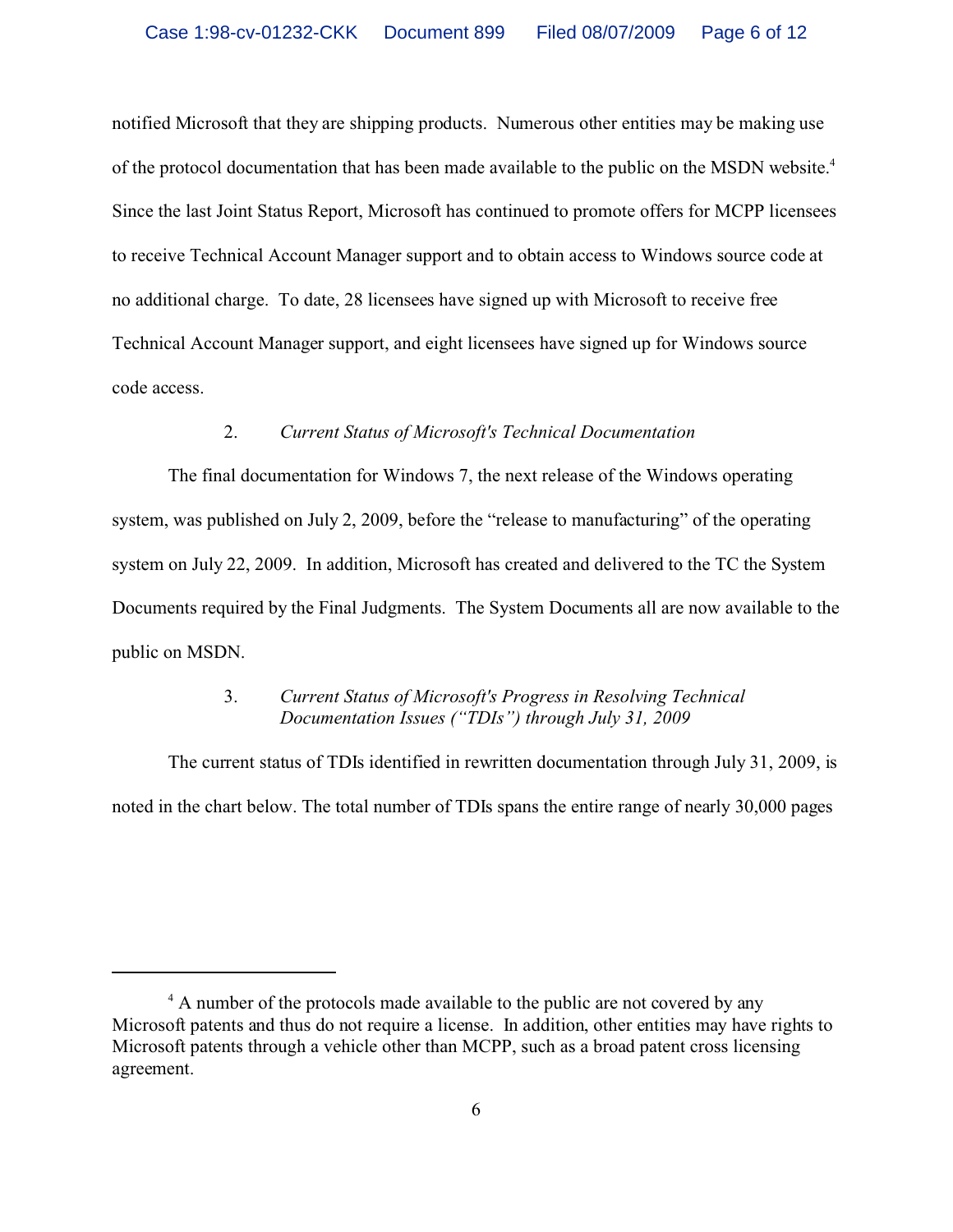notified Microsoft that they are shipping products. Numerous other entities may be making use of the protocol documentation that has been made available to the public on the MSDN website.[4] Since the last Joint Status Report, Microsoft has continued to promote offers for MCPP licensees to receive Technical Account Manager support and to obtain access to Windows source code at no additional charge. To date, 28 licensees have signed up with Microsoft to receive free Technical Account Manager support, and eight licensees have signed up for Windows source code access.

### 2. *Current Status of Microsoft's Technical Documentation*

The final documentation for Windows 7, the next release of the Windows operating system, was published on July 2, 2009, before the "release to manufacturing" of the operating system on July 22, 2009. In addition, Microsoft has created and delivered to the TC the System Documents required by the Final Judgments. The System Documents all are now available to the public on MSDN.

### 3. *Current Status of Microsoft's Progress in Resolving Technical Documentation Issues ("TDIs") through July 31, 2009*

The current status of TDIs identified in rewritten documentation through July 31, 2009, is noted in the chart below. The total number of TDIs spans the entire range of nearly 30,000 pages

---

[4] A number of the protocols made available to the public are not covered by any Microsoft patents and thus do not require a license. In addition, other entities may have rights to Microsoft patents through a vehicle other than MCPP, such as a broad patent cross licensing agreement.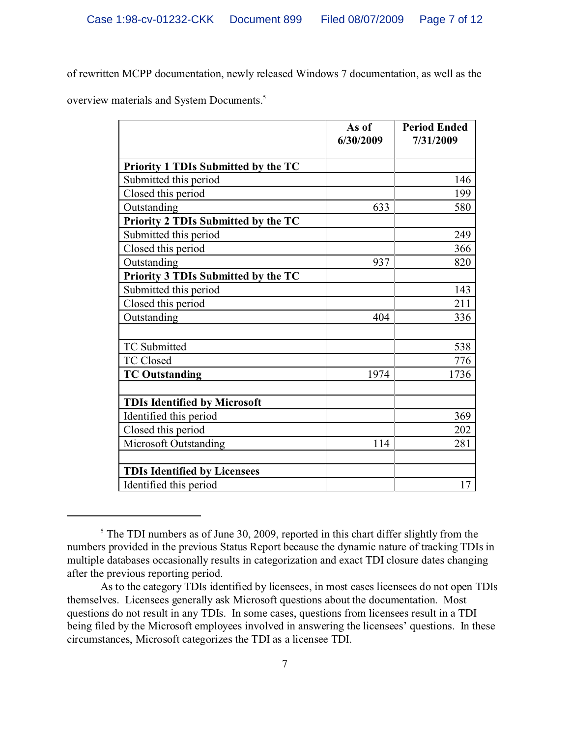of rewritten MCPP documentation, newly released Windows 7 documentation, as well as the overview materials and System Documents.[5]

| | As of 6/30/2009 | Period Ended 7/31/2009 |
|---|---|---|
| **Priority 1 TDIs Submitted by the TC** | | |
| Submitted this period | | 146 |
| Closed this period | | 199 |
| Outstanding | 633 | 580 |
| **Priority 2 TDIs Submitted by the TC** | | |
| Submitted this period | | 249 |
| Closed this period | | 366 |
| Outstanding | 937 | 820 |
| **Priority 3 TDIs Submitted by the TC** | | |
| Submitted this period | | 143 |
| Closed this period | | 211 |
| Outstanding | 404 | 336 |
| | | |
| TC Submitted | | 538 |
| TC Closed | | 776 |
| **TC Outstanding** | 1974 | 1736 |
| | | |
| **TDIs Identified by Microsoft** | | |
| Identified this period | | 369 |
| Closed this period | | 202 |
| Microsoft Outstanding | 114 | 281 |
| | | |
| **TDIs Identified by Licensees** | | |
| Identified this period | | 17 |

[5] The TDI numbers as of June 30, 2009, reported in this chart differ slightly from the numbers provided in the previous Status Report because the dynamic nature of tracking TDIs in multiple databases occasionally results in categorization and exact TDI closure dates changing after the previous reporting period.

As to the category TDIs identified by licensees, in most cases licensees do not open TDIs themselves. Licensees generally ask Microsoft questions about the documentation. Most questions do not result in any TDIs. In some cases, questions from licensees result in a TDI being filed by the Microsoft employees involved in answering the licensees' questions. In these circumstances, Microsoft categorizes the TDI as a licensee TDI.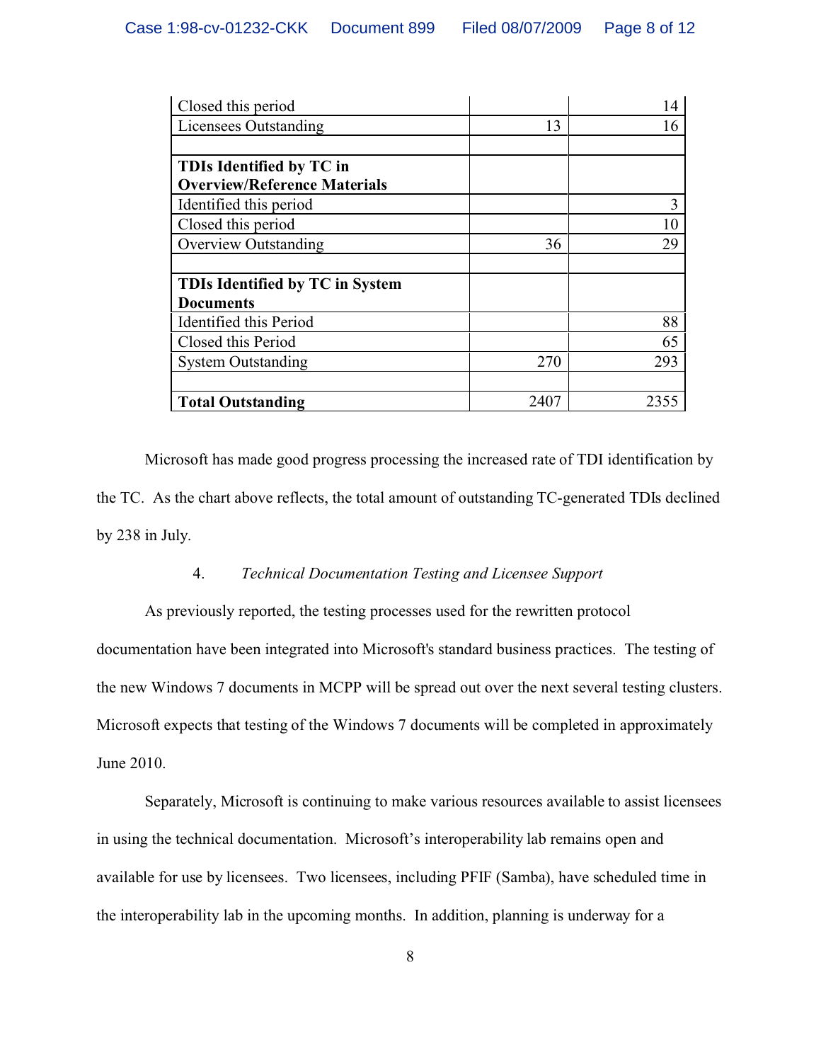| | | |
|---|---|---|
| Closed this period | | 14 |
| Licensees Outstanding | 13 | 16 |
| | | |
| **TDIs Identified by TC in Overview/Reference Materials** | | |
| Identified this period | | 3 |
| Closed this period | | 10 |
| Overview Outstanding | 36 | 29 |
| | | |
| **TDIs Identified by TC in System Documents** | | |
| Identified this Period | | 88 |
| Closed this Period | | 65 |
| System Outstanding | 270 | 293 |
| | | |
| **Total Outstanding** | 2407 | 2355 |

Microsoft has made good progress processing the increased rate of TDI identification by the TC. As the chart above reflects, the total amount of outstanding TC-generated TDIs declined by 238 in July.

4. *Technical Documentation Testing and Licensee Support*

As previously reported, the testing processes used for the rewritten protocol documentation have been integrated into Microsoft's standard business practices. The testing of the new Windows 7 documents in MCPP will be spread out over the next several testing clusters. Microsoft expects that testing of the Windows 7 documents will be completed in approximately June 2010.

Separately, Microsoft is continuing to make various resources available to assist licensees in using the technical documentation. Microsoft's interoperability lab remains open and available for use by licensees. Two licensees, including PFIF (Samba), have scheduled time in the interoperability lab in the upcoming months. In addition, planning is underway for a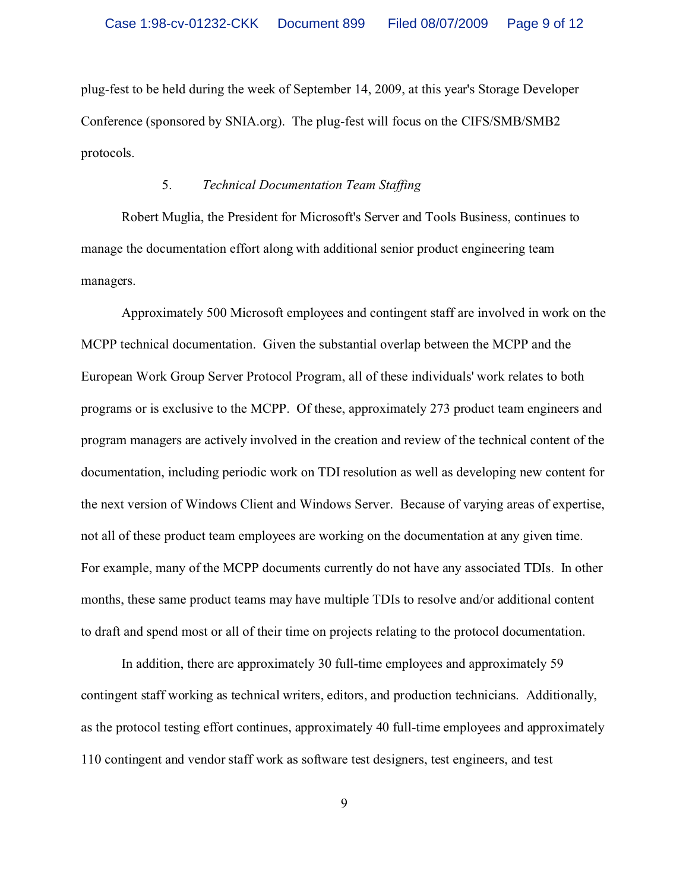plug-fest to be held during the week of September 14, 2009, at this year's Storage Developer Conference (sponsored by SNIA.org). The plug-fest will focus on the CIFS/SMB/SMB2 protocols.

5. *Technical Documentation Team Staffing*

Robert Muglia, the President for Microsoft's Server and Tools Business, continues to manage the documentation effort along with additional senior product engineering team managers.

Approximately 500 Microsoft employees and contingent staff are involved in work on the MCPP technical documentation. Given the substantial overlap between the MCPP and the European Work Group Server Protocol Program, all of these individuals' work relates to both programs or is exclusive to the MCPP. Of these, approximately 273 product team engineers and program managers are actively involved in the creation and review of the technical content of the documentation, including periodic work on TDI resolution as well as developing new content for the next version of Windows Client and Windows Server. Because of varying areas of expertise, not all of these product team employees are working on the documentation at any given time. For example, many of the MCPP documents currently do not have any associated TDIs. In other months, these same product teams may have multiple TDIs to resolve and/or additional content to draft and spend most or all of their time on projects relating to the protocol documentation.

In addition, there are approximately 30 full-time employees and approximately 59 contingent staff working as technical writers, editors, and production technicians. Additionally, as the protocol testing effort continues, approximately 40 full-time employees and approximately 110 contingent and vendor staff work as software test designers, test engineers, and test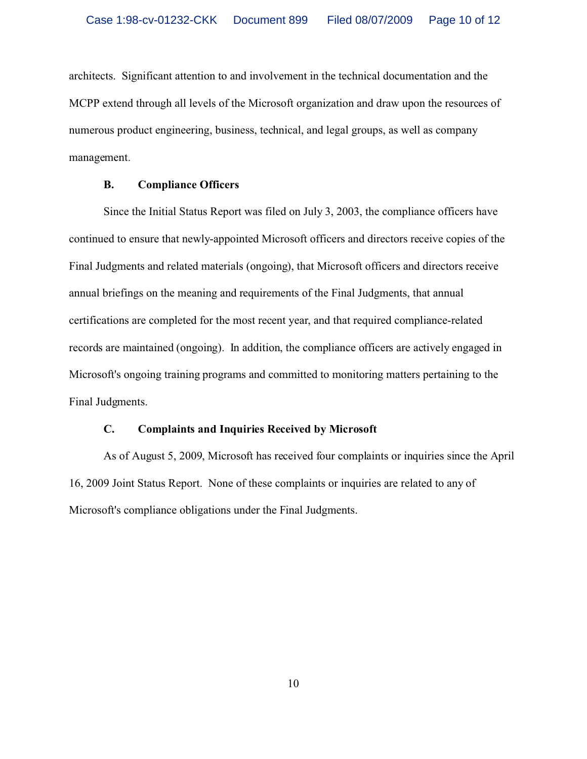architects. Significant attention to and involvement in the technical documentation and the MCPP extend through all levels of the Microsoft organization and draw upon the resources of numerous product engineering, business, technical, and legal groups, as well as company management.

### B. Compliance Officers

Since the Initial Status Report was filed on July 3, 2003, the compliance officers have continued to ensure that newly-appointed Microsoft officers and directors receive copies of the Final Judgments and related materials (ongoing), that Microsoft officers and directors receive annual briefings on the meaning and requirements of the Final Judgments, that annual certifications are completed for the most recent year, and that required compliance-related records are maintained (ongoing). In addition, the compliance officers are actively engaged in Microsoft's ongoing training programs and committed to monitoring matters pertaining to the Final Judgments.

### C. Complaints and Inquiries Received by Microsoft

As of August 5, 2009, Microsoft has received four complaints or inquiries since the April 16, 2009 Joint Status Report. None of these complaints or inquiries are related to any of Microsoft's compliance obligations under the Final Judgments.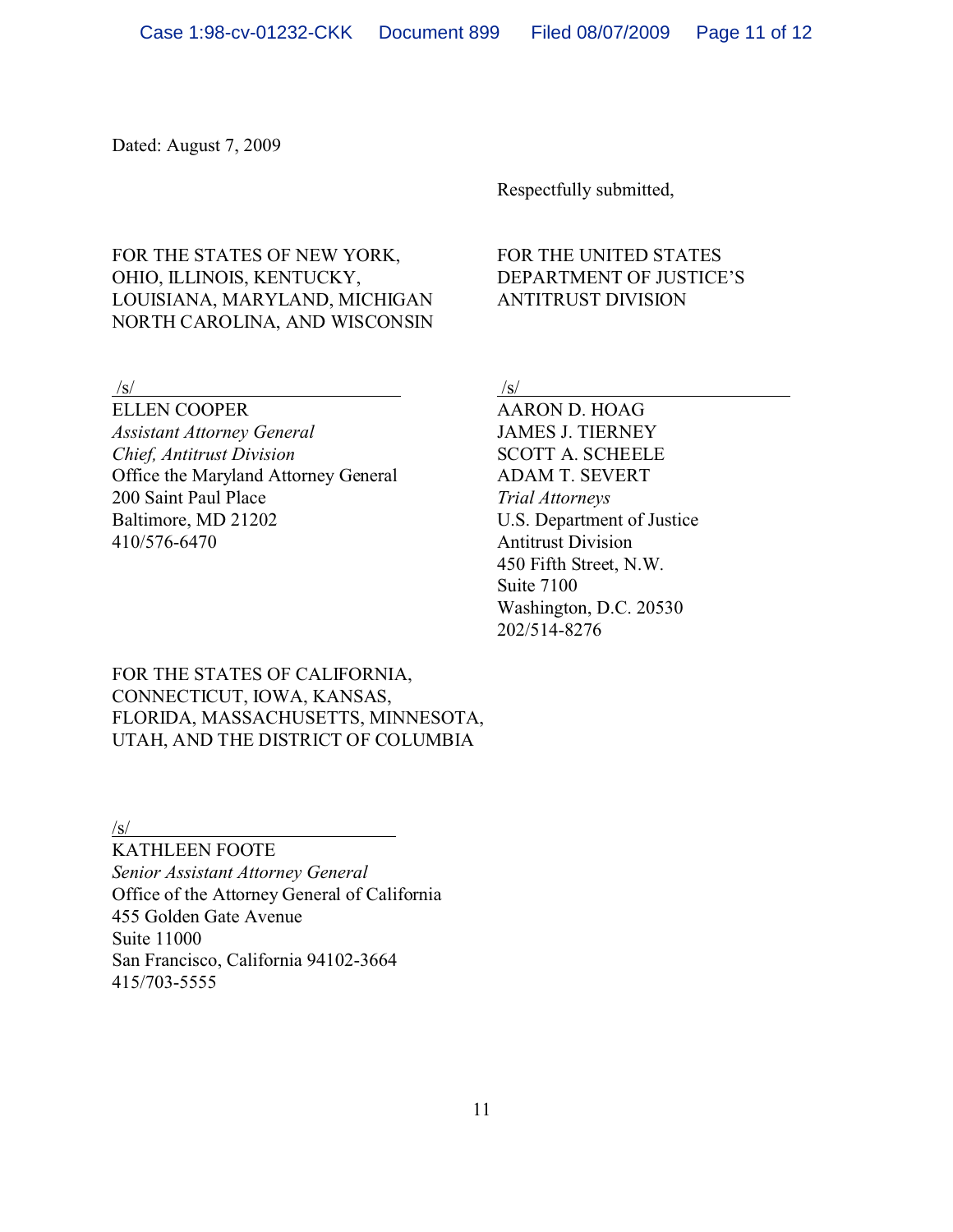Dated: August 7, 2009

Respectfully submitted,

FOR THE STATES OF NEW YORK, OHIO, ILLINOIS, KENTUCKY, LOUISIANA, MARYLAND, MICHIGAN NORTH CAROLINA, AND WISCONSIN

/s/

ELLEN COOPER
*Assistant Attorney General*
*Chief, Antitrust Division*
Office the Maryland Attorney General
200 Saint Paul Place
Baltimore, MD 21202
410/576-6470

FOR THE UNITED STATES DEPARTMENT OF JUSTICE'S ANTITRUST DIVISION

/s/

AARON D. HOAG
JAMES J. TIERNEY
SCOTT A. SCHEELE
ADAM T. SEVERT
*Trial Attorneys*
U.S. Department of Justice
Antitrust Division
450 Fifth Street, N.W.
Suite 7100
Washington, D.C. 20530
202/514-8276

FOR THE STATES OF CALIFORNIA, CONNECTICUT, IOWA, KANSAS, FLORIDA, MASSACHUSETTS, MINNESOTA, UTAH, AND THE DISTRICT OF COLUMBIA

/s/

KATHLEEN FOOTE
*Senior Assistant Attorney General*
Office of the Attorney General of California
455 Golden Gate Avenue
Suite 11000
San Francisco, California 94102-3664
415/703-5555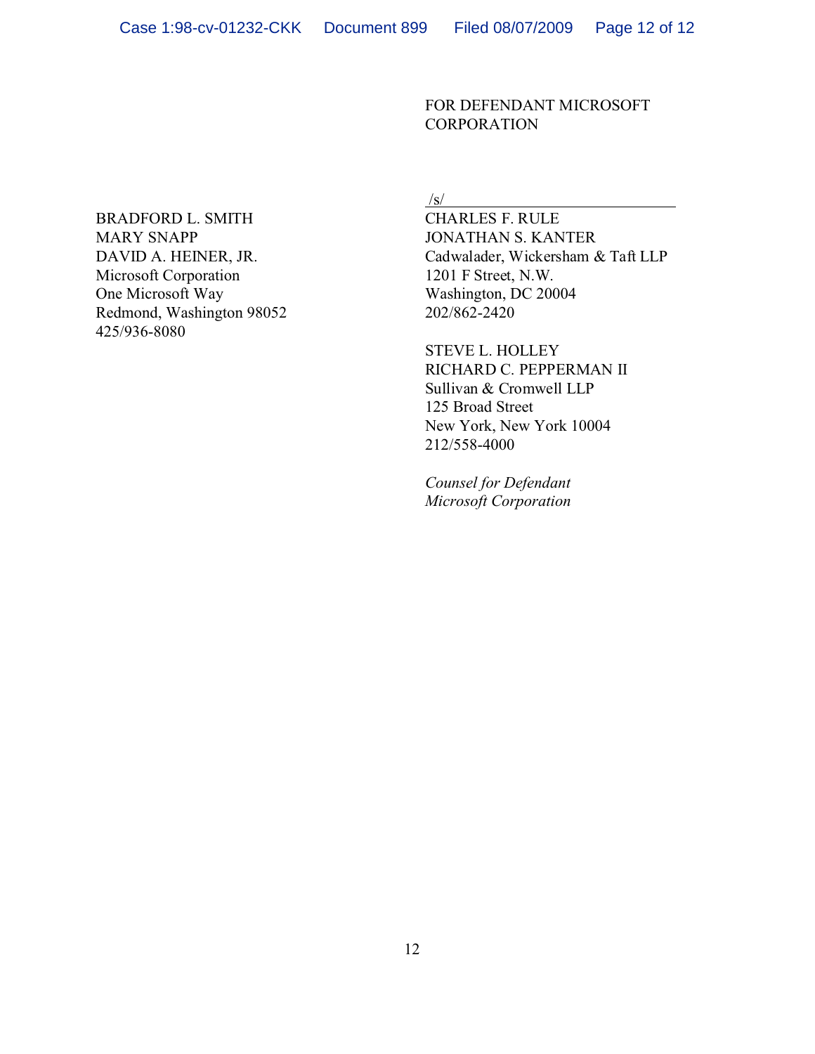FOR DEFENDANT MICROSOFT CORPORATION

/s/

CHARLES F. RULE
JONATHAN S. KANTER
Cadwalader, Wickersham & Taft LLP
1201 F Street, N.W.
Washington, DC 20004
202/862-2420

STEVE L. HOLLEY
RICHARD C. PEPPERMAN II
Sullivan & Cromwell LLP
125 Broad Street
New York, New York 10004
212/558-4000

*Counsel for Defendant Microsoft Corporation*

BRADFORD L. SMITH
MARY SNAPP
DAVID A. HEINER, JR.
Microsoft Corporation
One Microsoft Way
Redmond, Washington 98052
425/936-8080